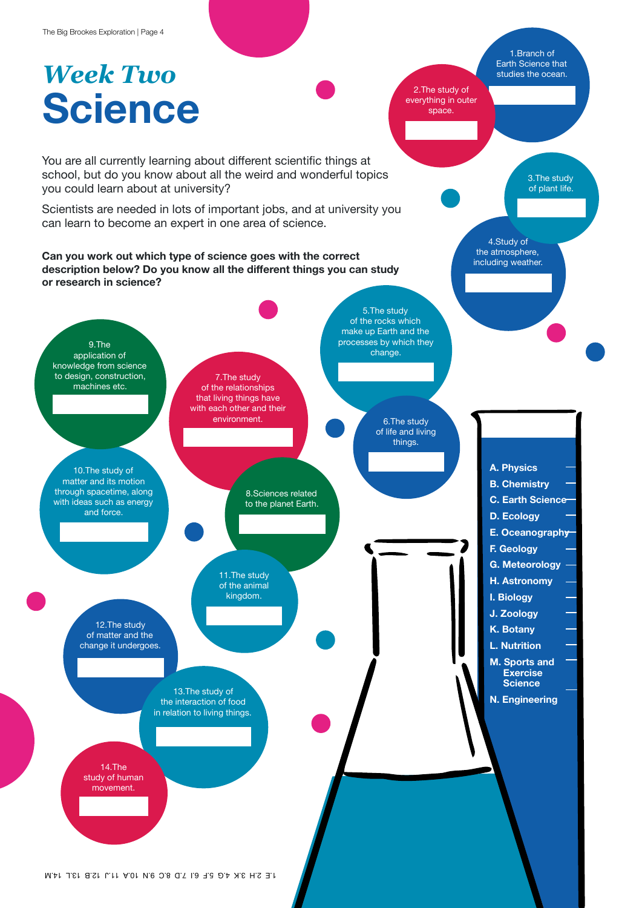# *Week Two*
# Science

You are all currently learning about different scientific things at school, but do you know about all the weird and wonderful topics you could learn about at university?

Scientists are needed in lots of important jobs, and at university you can learn to become an expert in one area of science.

**Can you work out which type of science goes with the correct description below? Do you know all the different things you can study or research in science?**

1. Branch of Earth Science that studies the ocean.
2. The study of everything in outer space.
3. The study of plant life.
4. Study of the atmosphere, including weather.
5. The study of the rocks which make up Earth and the processes by which they change.
6. The study of life and living things.
7. The study of the relationships that living things have with each other and their environment.
8. Sciences related to the planet Earth.
9. The application of knowledge from science to design, construction, machines etc.
10. The study of matter and its motion through spacetime, along with ideas such as energy and force.
11. The study of the animal kingdom.
12. The study of matter and the change it undergoes.
13. The study of the interaction of food in relation to living things.
14. The study of human movement.

- **A. Physics**
- **B. Chemistry**
- **C. Earth Science**
- **D. Ecology**
- **E. Oceanography**
- **F. Geology**
- **G. Meteorology**
- **H. Astronomy**
- **I. Biology**
- **J. Zoology**
- **K. Botany**
- **L. Nutrition**
- **M. Sports and Exercise Science**
- **N. Engineering**

1.E 2.H 3.K 4.G 5.F 6.I 7.D 8.C 9.N 10.A 11.J 12.B 13.L 14.M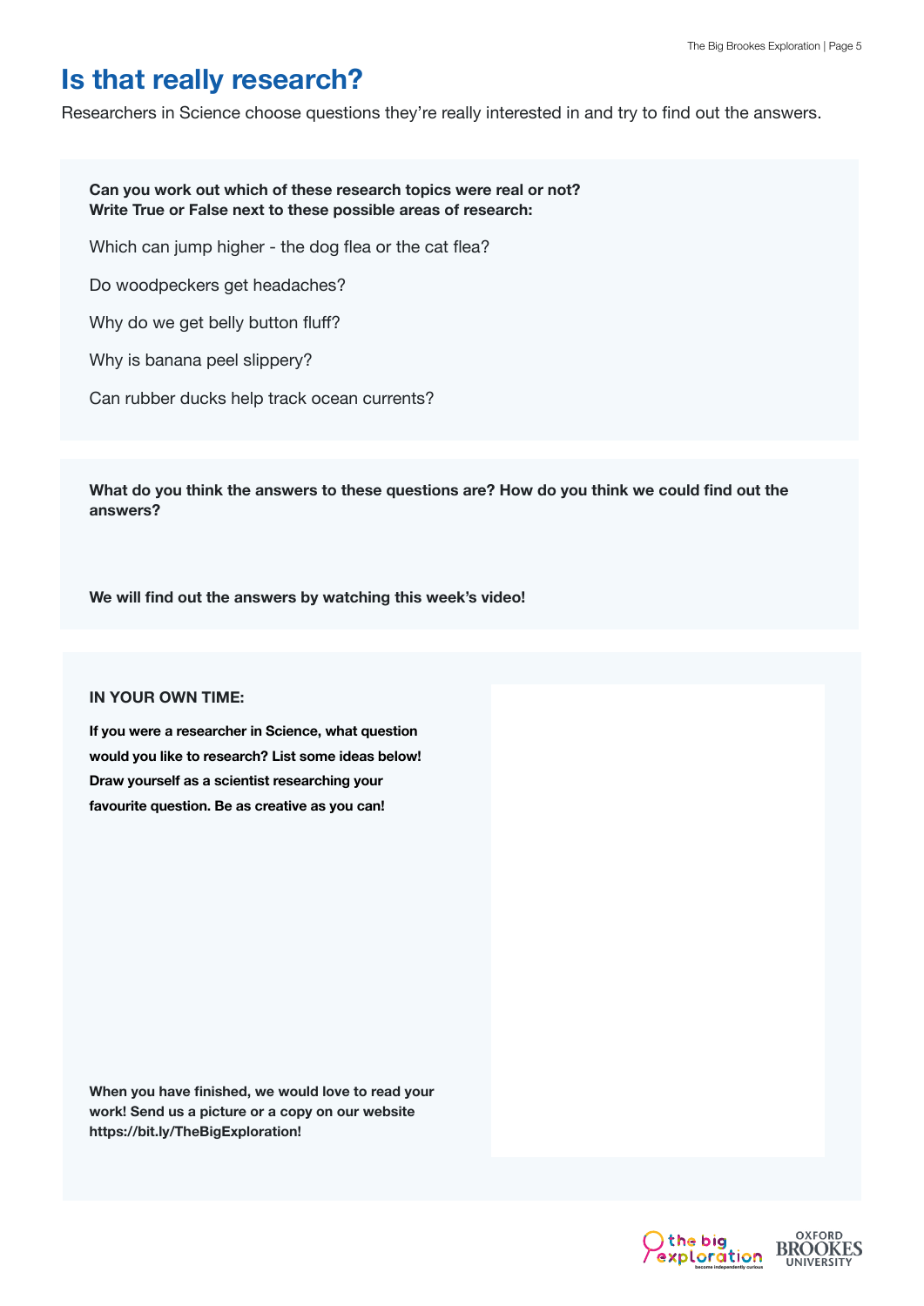# Is that really research?

Researchers in Science choose questions they're really interested in and try to find out the answers.

**Can you work out which of these research topics were real or not?**
**Write True or False next to these possible areas of research:**

Which can jump higher - the dog flea or the cat flea?

Do woodpeckers get headaches?

Why do we get belly button fluff?

Why is banana peel slippery?

Can rubber ducks help track ocean currents?

**What do you think the answers to these questions are? How do you think we could find out the answers?**

**We will find out the answers by watching this week's video!**

**IN YOUR OWN TIME:**

**If you were a researcher in Science, what question would you like to research? List some ideas below! Draw yourself as a scientist researching your favourite question. Be as creative as you can!**

**When you have finished, we would love to read your work! Send us a picture or a copy on our website https://bit.ly/TheBigExploration!**